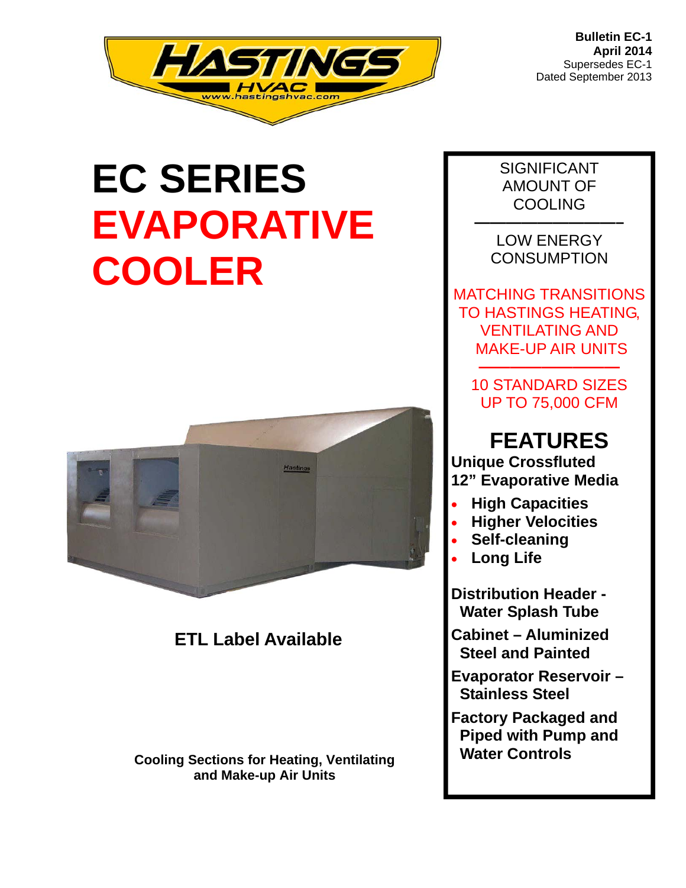Bulletin EC-1
April 2014
Supersedes EC-1
Dated September 2013

# EC SERIES EVAPORATIVE COOLER

**ETL Label Available**

**Cooling Sections for Heating, Ventilating and Make-up Air Units**

SIGNIFICANT AMOUNT OF COOLING

---

LOW ENERGY CONSUMPTION

MATCHING TRANSITIONS TO HASTINGS HEATING, VENTILATING AND MAKE-UP AIR UNITS

---

10 STANDARD SIZES UP TO 75,000 CFM

## FEATURES

**Unique Crossfluted 12" Evaporative Media**

- **High Capacities**
- **Higher Velocities**
- **Self-cleaning**
- **Long Life**

**Distribution Header - Water Splash Tube**

**Cabinet – Aluminized Steel and Painted**

**Evaporator Reservoir – Stainless Steel**

**Factory Packaged and Piped with Pump and Water Controls**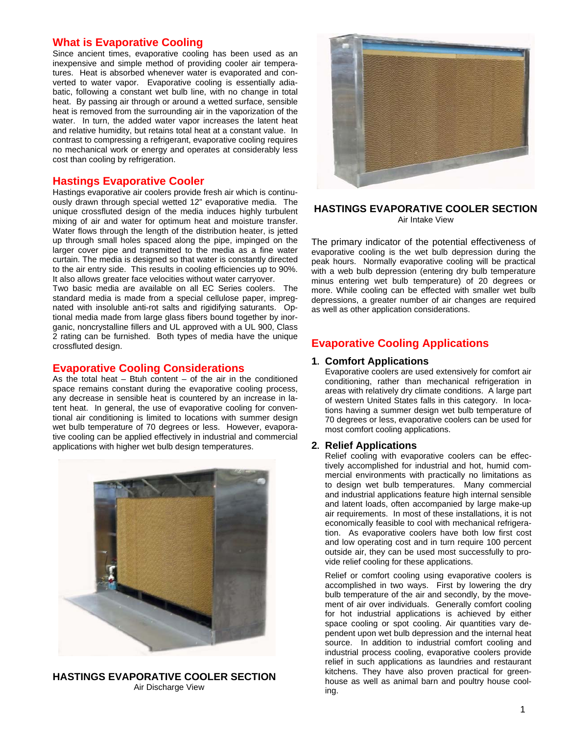## What is Evaporative Cooling

Since ancient times, evaporative cooling has been used as an inexpensive and simple method of providing cooler air temperatures. Heat is absorbed whenever water is evaporated and converted to water vapor. Evaporative cooling is essentially adiabatic, following a constant wet bulb line, with no change in total heat. By passing air through or around a wetted surface, sensible heat is removed from the surrounding air in the vaporization of the water. In turn, the added water vapor increases the latent heat and relative humidity, but retains total heat at a constant value. In contrast to compressing a refrigerant, evaporative cooling requires no mechanical work or energy and operates at considerably less cost than cooling by refrigeration.

## Hastings Evaporative Cooler

Hastings evaporative air coolers provide fresh air which is continuously drawn through special wetted 12" evaporative media. The unique crossfluted design of the media induces highly turbulent mixing of air and water for optimum heat and moisture transfer. Water flows through the length of the distribution heater, is jetted up through small holes spaced along the pipe, impinged on the larger cover pipe and transmitted to the media as a fine water curtain. The media is designed so that water is constantly directed to the air entry side. This results in cooling efficiencies up to 90%. It also allows greater face velocities without water carryover.

Two basic media are available on all EC Series coolers. The standard media is made from a special cellulose paper, impregnated with insoluble anti-rot salts and rigidifying saturants. Optional media made from large glass fibers bound together by inorganic, noncrystalline fillers and UL approved with a UL 900, Class 2 rating can be furnished. Both types of media have the unique crossfluted design.

## Evaporative Cooling Considerations

As the total heat – Btuh content – of the air in the conditioned space remains constant during the evaporative cooling process, any decrease in sensible heat is countered by an increase in latent heat. In general, the use of evaporative cooling for conventional air conditioning is limited to locations with summer design wet bulb temperature of 70 degrees or less. However, evaporative cooling can be applied effectively in industrial and commercial applications with higher wet bulb design temperatures.

**HASTINGS EVAPORATIVE COOLER SECTION**
Air Discharge View

**HASTINGS EVAPORATIVE COOLER SECTION**
Air Intake View

The primary indicator of the potential effectiveness of evaporative cooling is the wet bulb depression during the peak hours. Normally evaporative cooling will be practical with a web bulb depression (entering dry bulb temperature minus entering wet bulb temperature) of 20 degrees or more. While cooling can be effected with smaller wet bulb depressions, a greater number of air changes are required as well as other application considerations.

## Evaporative Cooling Applications

### 1. Comfort Applications

Evaporative coolers are used extensively for comfort air conditioning, rather than mechanical refrigeration in areas with relatively dry climate conditions. A large part of western United States falls in this category. In locations having a summer design wet bulb temperature of 70 degrees or less, evaporative coolers can be used for most comfort cooling applications.

### 2. Relief Applications

Relief cooling with evaporative coolers can be effectively accomplished for industrial and hot, humid commercial environments with practically no limitations as to design wet bulb temperatures. Many commercial and industrial applications feature high internal sensible and latent loads, often accompanied by large make-up air requirements. In most of these installations, it is not economically feasible to cool with mechanical refrigeration. As evaporative coolers have both low first cost and low operating cost and in turn require 100 percent outside air, they can be used most successfully to provide relief cooling for these applications.

Relief or comfort cooling using evaporative coolers is accomplished in two ways. First by lowering the dry bulb temperature of the air and secondly, by the movement of air over individuals. Generally comfort cooling for hot industrial applications is achieved by either space cooling or spot cooling. Air quantities vary dependent upon wet bulb depression and the internal heat source. In addition to industrial comfort cooling and industrial process cooling, evaporative coolers provide relief in such applications as laundries and restaurant kitchens. They have also proven practical for greenhouse as well as animal barn and poultry house cooling.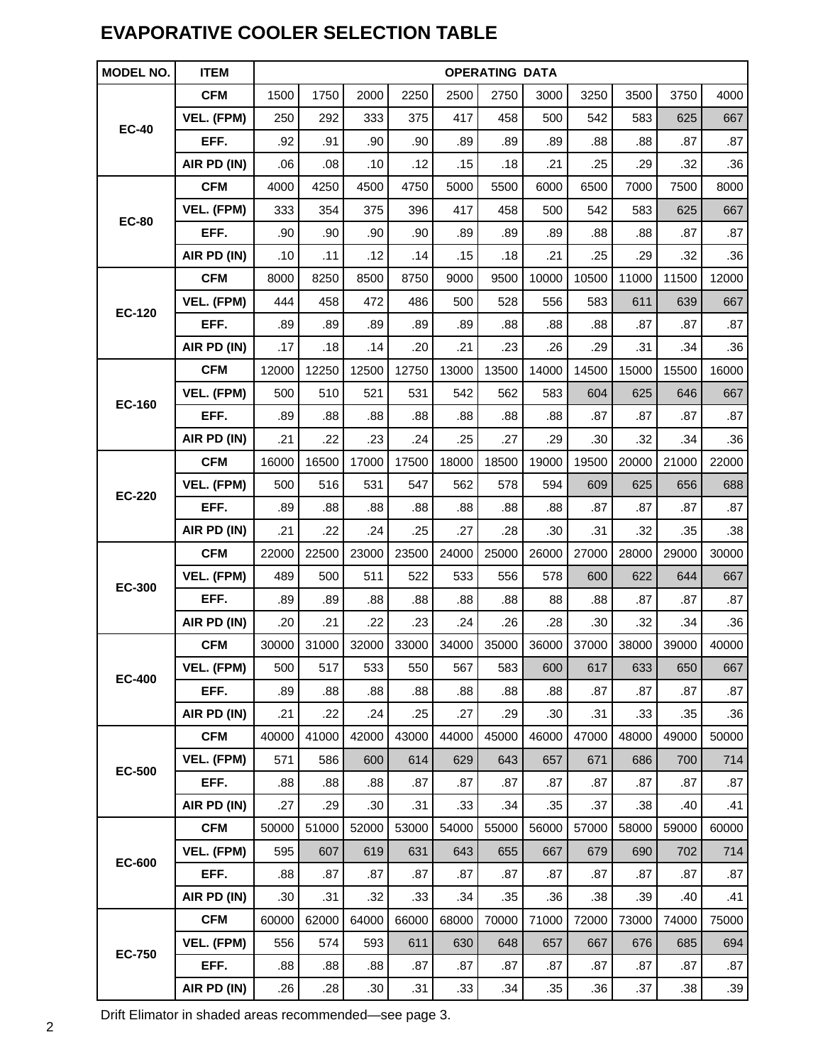# EVAPORATIVE COOLER SELECTION TABLE

| MODEL NO. | ITEM | OPERATING DATA | | | | | | | | | | |
|---|---|---|---|---|---|---|---|---|---|---|---|---|
| EC-40 | CFM | 1500 | 1750 | 2000 | 2250 | 2500 | 2750 | 3000 | 3250 | 3500 | 3750 | 4000 |
| | VEL. (FPM) | 250 | 292 | 333 | 375 | 417 | 458 | 500 | 542 | 583 | 625 | 667 |
| | EFF. | .92 | .91 | .90 | .90 | .89 | .89 | .89 | .88 | .88 | .87 | .87 |
| | AIR PD (IN) | .06 | .08 | .10 | .12 | .15 | .18 | .21 | .25 | .29 | .32 | .36 |
| EC-80 | CFM | 4000 | 4250 | 4500 | 4750 | 5000 | 5500 | 6000 | 6500 | 7000 | 7500 | 8000 |
| | VEL. (FPM) | 333 | 354 | 375 | 396 | 417 | 458 | 500 | 542 | 583 | 625 | 667 |
| | EFF. | .90 | .90 | .90 | .90 | .89 | .89 | .89 | .88 | .88 | .87 | .87 |
| | AIR PD (IN) | .10 | .11 | .12 | .14 | .15 | .18 | .21 | .25 | .29 | .32 | .36 |
| EC-120 | CFM | 8000 | 8250 | 8500 | 8750 | 9000 | 9500 | 10000 | 10500 | 11000 | 11500 | 12000 |
| | VEL. (FPM) | 444 | 458 | 472 | 486 | 500 | 528 | 556 | 583 | 611 | 639 | 667 |
| | EFF. | .89 | .89 | .89 | .89 | .89 | .88 | .88 | .88 | .87 | .87 | .87 |
| | AIR PD (IN) | .17 | .18 | .14 | .20 | .21 | .23 | .26 | .29 | .31 | .34 | .36 |
| EC-160 | CFM | 12000 | 12250 | 12500 | 12750 | 13000 | 13500 | 14000 | 14500 | 15000 | 15500 | 16000 |
| | VEL. (FPM) | 500 | 510 | 521 | 531 | 542 | 562 | 583 | 604 | 625 | 646 | 667 |
| | EFF. | .89 | .88 | .88 | .88 | .88 | .88 | .88 | .87 | .87 | .87 | .87 |
| | AIR PD (IN) | .21 | .22 | .23 | .24 | .25 | .27 | .29 | .30 | .32 | .34 | .36 |
| EC-220 | CFM | 16000 | 16500 | 17000 | 17500 | 18000 | 18500 | 19000 | 19500 | 20000 | 21000 | 22000 |
| | VEL. (FPM) | 500 | 516 | 531 | 547 | 562 | 578 | 594 | 609 | 625 | 656 | 688 |
| | EFF. | .89 | .88 | .88 | .88 | .88 | .88 | .88 | .87 | .87 | .87 | .87 |
| | AIR PD (IN) | .21 | .22 | .24 | .25 | .27 | .28 | .30 | .31 | .32 | .35 | .38 |
| EC-300 | CFM | 22000 | 22500 | 23000 | 23500 | 24000 | 25000 | 26000 | 27000 | 28000 | 29000 | 30000 |
| | VEL. (FPM) | 489 | 500 | 511 | 522 | 533 | 556 | 578 | 600 | 622 | 644 | 667 |
| | EFF. | .89 | .89 | .88 | .88 | .88 | .88 | 88 | .88 | .87 | .87 | .87 |
| | AIR PD (IN) | .20 | .21 | .22 | .23 | .24 | .26 | .28 | .30 | .32 | .34 | .36 |
| EC-400 | CFM | 30000 | 31000 | 32000 | 33000 | 34000 | 35000 | 36000 | 37000 | 38000 | 39000 | 40000 |
| | VEL. (FPM) | 500 | 517 | 533 | 550 | 567 | 583 | 600 | 617 | 633 | 650 | 667 |
| | EFF. | .89 | .88 | .88 | .88 | .88 | .88 | .88 | .87 | .87 | .87 | .87 |
| | AIR PD (IN) | .21 | .22 | .24 | .25 | .27 | .29 | .30 | .31 | .33 | .35 | .36 |
| EC-500 | CFM | 40000 | 41000 | 42000 | 43000 | 44000 | 45000 | 46000 | 47000 | 48000 | 49000 | 50000 |
| | VEL. (FPM) | 571 | 586 | 600 | 614 | 629 | 643 | 657 | 671 | 686 | 700 | 714 |
| | EFF. | .88 | .88 | .88 | .87 | .87 | .87 | .87 | .87 | .87 | .87 | .87 |
| | AIR PD (IN) | .27 | .29 | .30 | .31 | .33 | .34 | .35 | .37 | .38 | .40 | .41 |
| EC-600 | CFM | 50000 | 51000 | 52000 | 53000 | 54000 | 55000 | 56000 | 57000 | 58000 | 59000 | 60000 |
| | VEL. (FPM) | 595 | 607 | 619 | 631 | 643 | 655 | 667 | 679 | 690 | 702 | 714 |
| | EFF. | .88 | .87 | .87 | .87 | .87 | .87 | .87 | .87 | .87 | .87 | .87 |
| | AIR PD (IN) | .30 | .31 | .32 | .33 | .34 | .35 | .36 | .38 | .39 | .40 | .41 |
| EC-750 | CFM | 60000 | 62000 | 64000 | 66000 | 68000 | 70000 | 71000 | 72000 | 73000 | 74000 | 75000 |
| | VEL. (FPM) | 556 | 574 | 593 | 611 | 630 | 648 | 657 | 667 | 676 | 685 | 694 |
| | EFF. | .88 | .88 | .88 | .87 | .87 | .87 | .87 | .87 | .87 | .87 | .87 |
| | AIR PD (IN) | .26 | .28 | .30 | .31 | .33 | .34 | .35 | .36 | .37 | .38 | .39 |

Drift Elimator in shaded areas recommended—see page 3.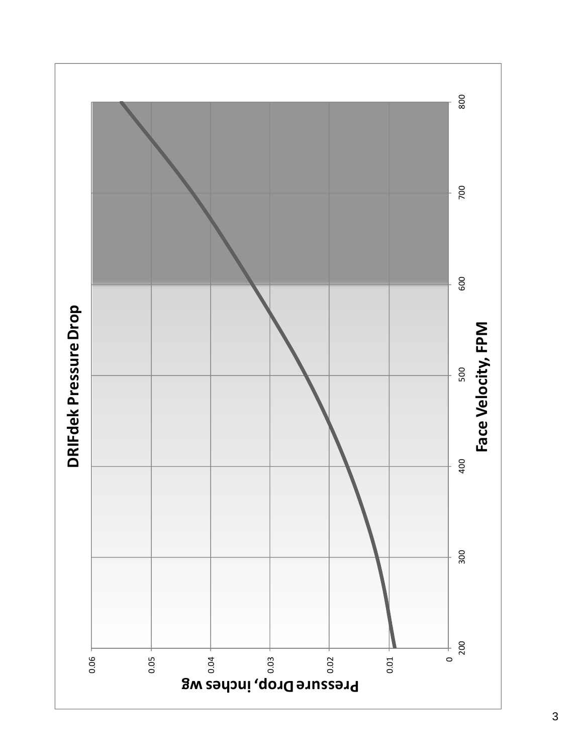## DRIFdek Pressure Drop

Pressure Drop, inches wg

0.06
0.05
0.04
0.03
0.02
0.01
0

200 300 400 500 600 700 800

Face Velocity, FPM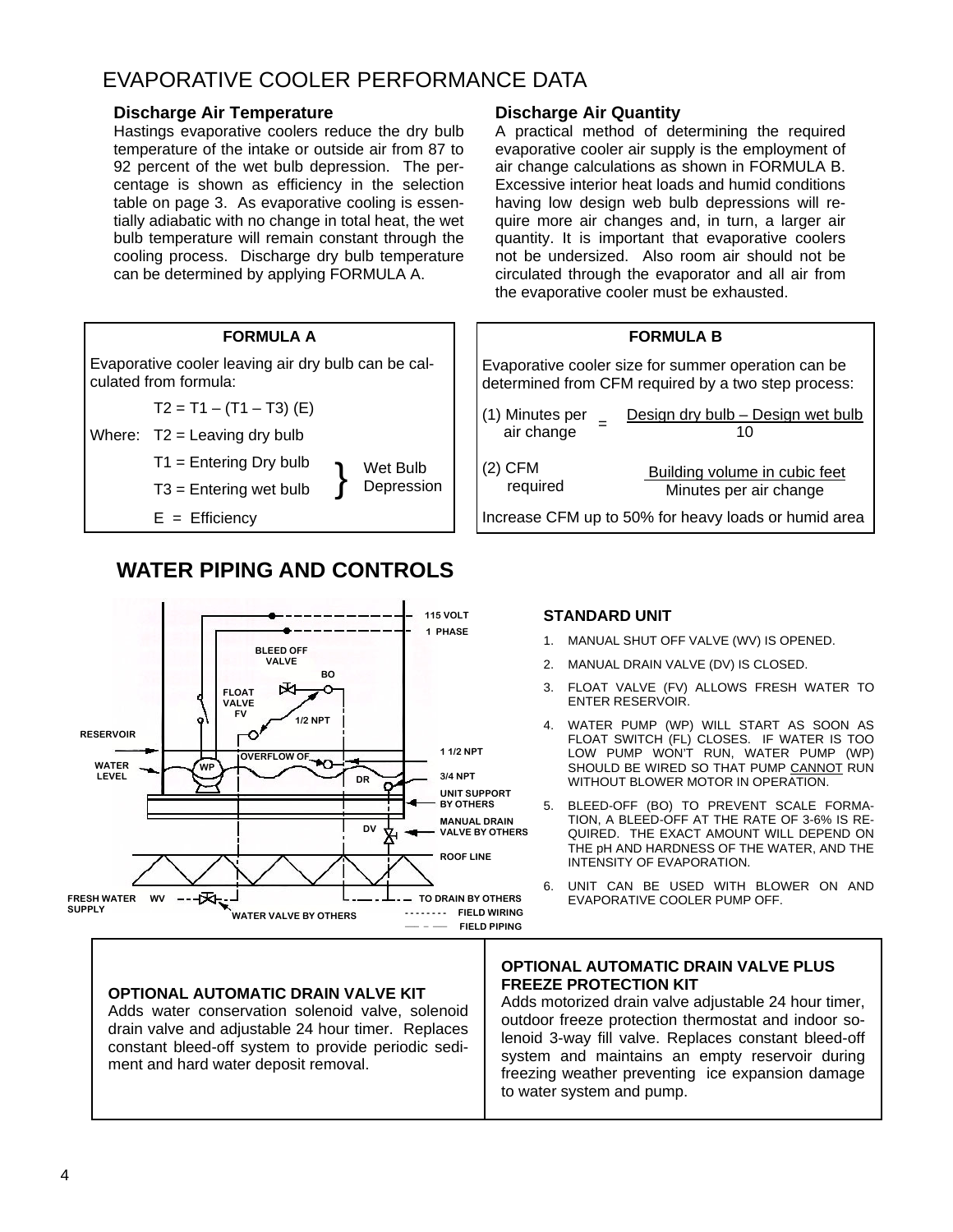# EVAPORATIVE COOLER PERFORMANCE DATA

### Discharge Air Temperature

Hastings evaporative coolers reduce the dry bulb temperature of the intake or outside air from 87 to 92 percent of the wet bulb depression. The percentage is shown as efficiency in the selection table on page 3. As evaporative cooling is essentially adiabatic with no change in total heat, the wet bulb temperature will remain constant through the cooling process. Discharge dry bulb temperature can be determined by applying FORMULA A.

### Discharge Air Quantity

A practical method of determining the required evaporative cooler air supply is the employment of air change calculations as shown in FORMULA B. Excessive interior heat loads and humid conditions having low design web bulb depressions will require more air changes and, in turn, a larger air quantity. It is important that evaporative coolers not be undersized. Also room air should not be circulated through the evaporator and all air from the evaporative cooler must be exhausted.

**FORMULA A**

Evaporative cooler leaving air dry bulb can be calculated from formula:

$$T2 = T1 - (T1 - T3)(E)$$

Where: T2 = Leaving dry bulb

T1 = Entering Dry bulb
T3 = Entering wet bulb
} Wet Bulb Depression

E = Efficiency

**FORMULA B**

Evaporative cooler size for summer operation can be determined from CFM required by a two step process:

$$(1)\ \text{Minutes per air change} = \frac{\text{Design dry bulb} - \text{Design wet bulb}}{10}$$

$$(2)\ \text{CFM required} = \frac{\text{Building volume in cubic feet}}{\text{Minutes per air change}}$$

Increase CFM up to 50% for heavy loads or humid area

## WATER PIPING AND CONTROLS

115 VOLT 1 PHASE · BLEED OFF VALVE BO · FLOAT VALVE FV · 1/2 NPT · RESERVOIR · WATER LEVEL · WP · OVERFLOW OF · DR · 1 1/2 NPT · 3/4 NPT · UNIT SUPPORT BY OTHERS · DV · MANUAL DRAIN VALVE BY OTHERS · ROOF LINE · FRESH WATER SUPPLY · WV · WATER VALVE BY OTHERS · TO DRAIN BY OTHERS · FIELD WIRING · FIELD PIPING

### STANDARD UNIT

1. MANUAL SHUT OFF VALVE (WV) IS OPENED.
2. MANUAL DRAIN VALVE (DV) IS CLOSED.
3. FLOAT VALVE (FV) ALLOWS FRESH WATER TO ENTER RESERVOIR.
4. WATER PUMP (WP) WILL START AS SOON AS FLOAT SWITCH (FL) CLOSES. IF WATER IS TOO LOW PUMP WON'T RUN, WATER PUMP (WP) SHOULD BE WIRED SO THAT PUMP CANNOT RUN WITHOUT BLOWER MOTOR IN OPERATION.
5. BLEED-OFF (BO) TO PREVENT SCALE FORMATION, A BLEED-OFF AT THE RATE OF 3-6% IS REQUIRED. THE EXACT AMOUNT WILL DEPEND ON THE pH AND HARDNESS OF THE WATER, AND THE INTENSITY OF EVAPORATION.
6. UNIT CAN BE USED WITH BLOWER ON AND EVAPORATIVE COOLER PUMP OFF.

**OPTIONAL AUTOMATIC DRAIN VALVE KIT**

Adds water conservation solenoid valve, solenoid drain valve and adjustable 24 hour timer. Replaces constant bleed-off system to provide periodic sediment and hard water deposit removal.

**OPTIONAL AUTOMATIC DRAIN VALVE PLUS FREEZE PROTECTION KIT**

Adds motorized drain valve adjustable 24 hour timer, outdoor freeze protection thermostat and indoor solenoid 3-way fill valve. Replaces constant bleed-off system and maintains an empty reservoir during freezing weather preventing ice expansion damage to water system and pump.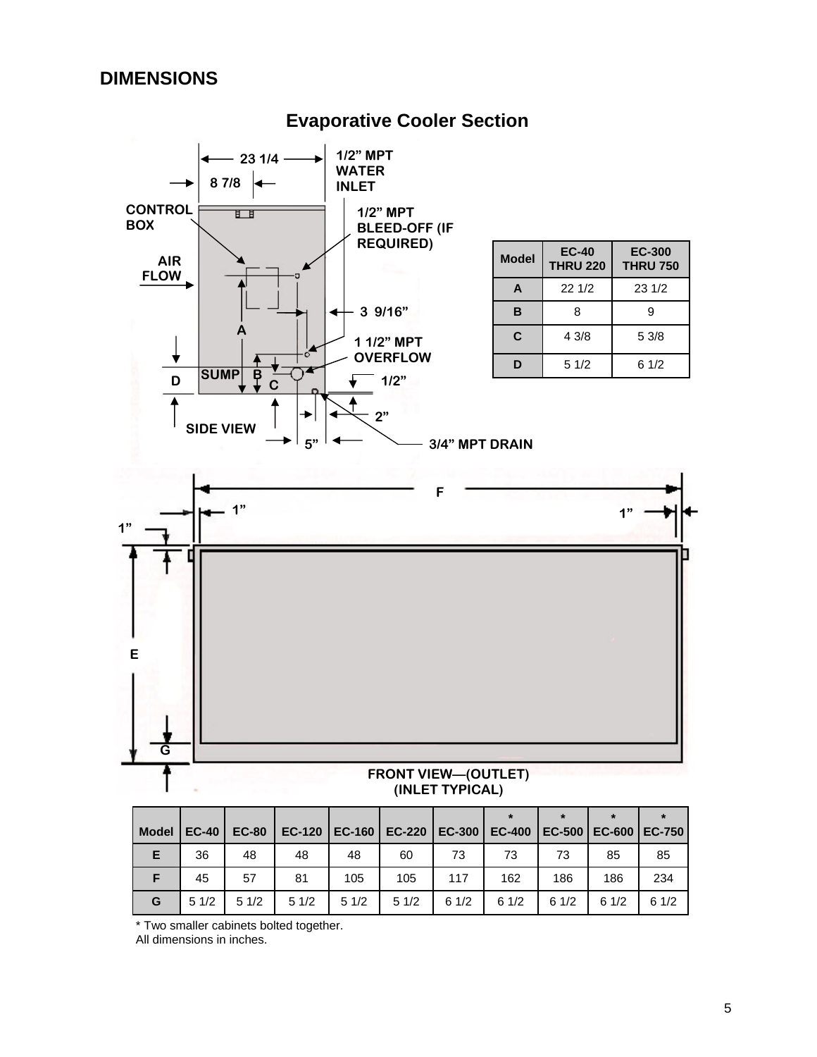## DIMENSIONS

### Evaporative Cooler Section

| Model | EC-40 THRU 220 | EC-300 THRU 750 |
|---|---|---|
| A | 22 1/2 | 23 1/2 |
| B | 8 | 9 |
| C | 4 3/8 | 5 3/8 |
| D | 5 1/2 | 6 1/2 |

SIDE VIEW

FRONT VIEW—(OUTLET) (INLET TYPICAL)

| Model | EC-40 | EC-80 | EC-120 | EC-160 | EC-220 | EC-300 | * EC-400 | * EC-500 | * EC-600 | * EC-750 |
|---|---|---|---|---|---|---|---|---|---|---|
| E | 36 | 48 | 48 | 48 | 60 | 73 | 73 | 73 | 85 | 85 |
| F | 45 | 57 | 81 | 105 | 105 | 117 | 162 | 186 | 186 | 234 |
| G | 5 1/2 | 5 1/2 | 5 1/2 | 5 1/2 | 5 1/2 | 6 1/2 | 6 1/2 | 6 1/2 | 6 1/2 | 6 1/2 |

\* Two smaller cabinets bolted together.
All dimensions in inches.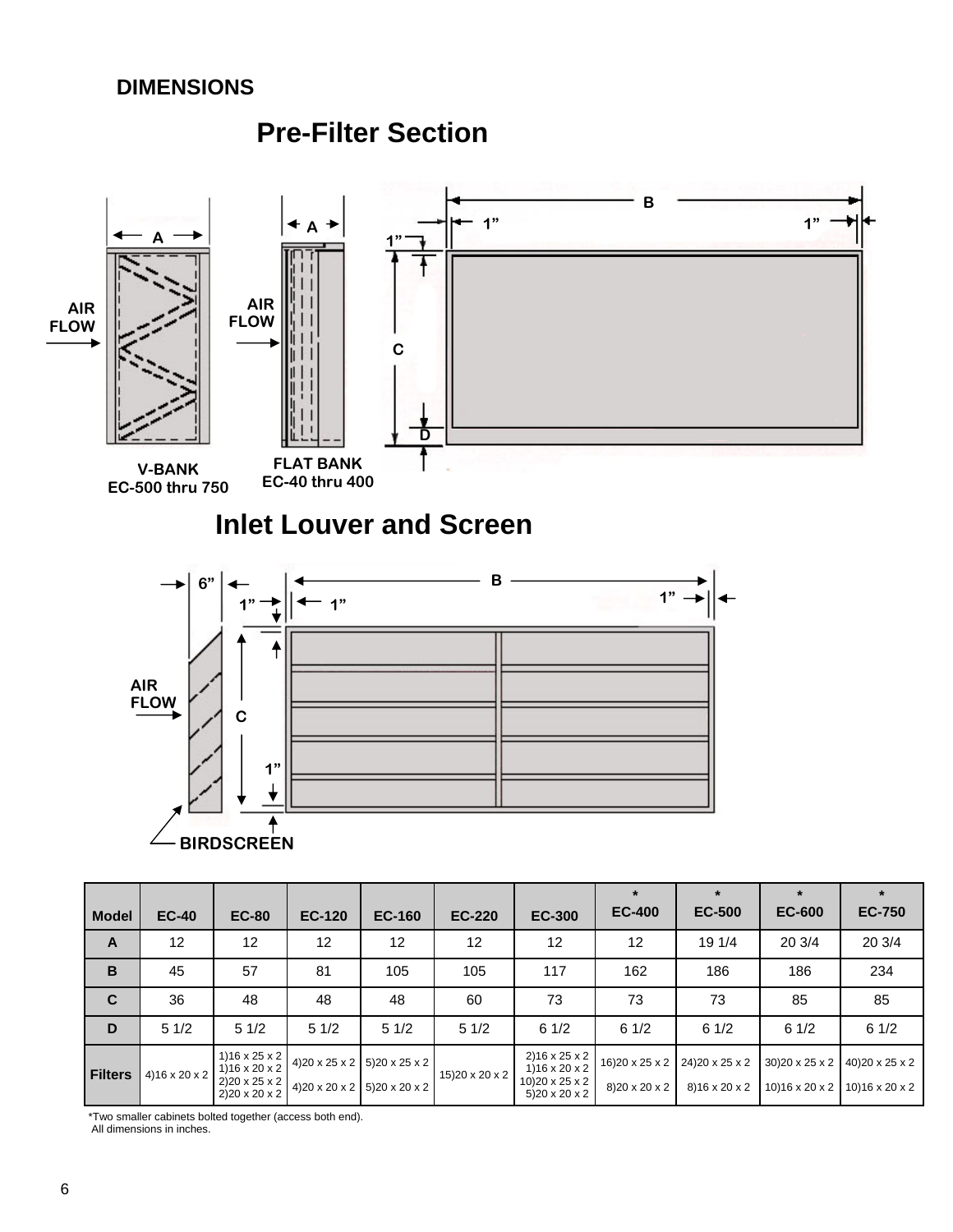## DIMENSIONS

### Pre-Filter Section

AIR FLOW

V-BANK
EC-500 thru 750

FLAT BANK
EC-40 thru 400

### Inlet Louver and Screen

AIR FLOW

BIRDSCREEN

| Model | EC-40 | EC-80 | EC-120 | EC-160 | EC-220 | EC-300 | * EC-400 | * EC-500 | * EC-600 | * EC-750 |
|---|---|---|---|---|---|---|---|---|---|---|
| A | 12 | 12 | 12 | 12 | 12 | 12 | 12 | 19 1/4 | 20 3/4 | 20 3/4 |
| B | 45 | 57 | 81 | 105 | 105 | 117 | 162 | 186 | 186 | 234 |
| C | 36 | 48 | 48 | 48 | 60 | 73 | 73 | 73 | 85 | 85 |
| D | 5 1/2 | 5 1/2 | 5 1/2 | 5 1/2 | 5 1/2 | 6 1/2 | 6 1/2 | 6 1/2 | 6 1/2 | 6 1/2 |
| Filters | 4)16 x 20 x 2 | 1)16 x 25 x 2<br>1)16 x 20 x 2<br>2)20 x 25 x 2<br>2)20 x 20 x 2 | 4)20 x 25 x 2<br>4)20 x 20 x 2 | 5)20 x 25 x 2<br>5)20 x 20 x 2 | 15)20 x 20 x 2 | 2)16 x 25 x 2<br>1)16 x 20 x 2<br>10)20 x 25 x 2<br>5)20 x 20 x 2 | 16)20 x 25 x 2<br>8)20 x 20 x 2 | 24)20 x 25 x 2<br>8)16 x 20 x 2 | 30)20 x 25 x 2<br>10)16 x 20 x 2 | 40)20 x 25 x 2<br>10)16 x 20 x 2 |

*Two smaller cabinets bolted together (access both end).
All dimensions in inches.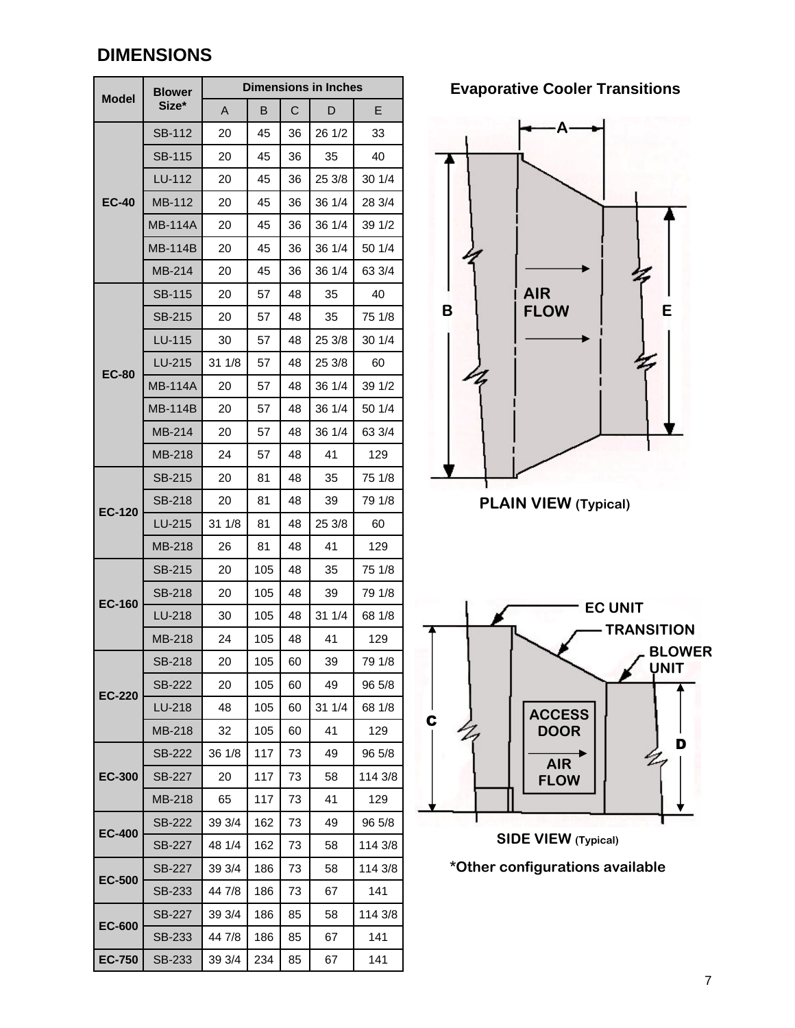## DIMENSIONS

| Model | Blower Size* | Dimensions in Inches | | | | |
|---|---|---|---|---|---|---|
| | | A | B | C | D | E |
| EC-40 | SB-112 | 20 | 45 | 36 | 26 1/2 | 33 |
| | SB-115 | 20 | 45 | 36 | 35 | 40 |
| | LU-112 | 20 | 45 | 36 | 25 3/8 | 30 1/4 |
| | MB-112 | 20 | 45 | 36 | 36 1/4 | 28 3/4 |
| | MB-114A | 20 | 45 | 36 | 36 1/4 | 39 1/2 |
| | MB-114B | 20 | 45 | 36 | 36 1/4 | 50 1/4 |
| | MB-214 | 20 | 45 | 36 | 36 1/4 | 63 3/4 |
| EC-80 | SB-115 | 20 | 57 | 48 | 35 | 40 |
| | SB-215 | 20 | 57 | 48 | 35 | 75 1/8 |
| | LU-115 | 30 | 57 | 48 | 25 3/8 | 30 1/4 |
| | LU-215 | 31 1/8 | 57 | 48 | 25 3/8 | 60 |
| | MB-114A | 20 | 57 | 48 | 36 1/4 | 39 1/2 |
| | MB-114B | 20 | 57 | 48 | 36 1/4 | 50 1/4 |
| | MB-214 | 20 | 57 | 48 | 36 1/4 | 63 3/4 |
| | MB-218 | 24 | 57 | 48 | 41 | 129 |
| EC-120 | SB-215 | 20 | 81 | 48 | 35 | 75 1/8 |
| | SB-218 | 20 | 81 | 48 | 39 | 79 1/8 |
| | LU-215 | 31 1/8 | 81 | 48 | 25 3/8 | 60 |
| | MB-218 | 26 | 81 | 48 | 41 | 129 |
| EC-160 | SB-215 | 20 | 105 | 48 | 35 | 75 1/8 |
| | SB-218 | 20 | 105 | 48 | 39 | 79 1/8 |
| | LU-218 | 30 | 105 | 48 | 31 1/4 | 68 1/8 |
| | MB-218 | 24 | 105 | 48 | 41 | 129 |
| EC-220 | SB-218 | 20 | 105 | 60 | 39 | 79 1/8 |
| | SB-222 | 20 | 105 | 60 | 49 | 96 5/8 |
| | LU-218 | 48 | 105 | 60 | 31 1/4 | 68 1/8 |
| | MB-218 | 32 | 105 | 60 | 41 | 129 |
| EC-300 | SB-222 | 36 1/8 | 117 | 73 | 49 | 96 5/8 |
| | SB-227 | 20 | 117 | 73 | 58 | 114 3/8 |
| | MB-218 | 65 | 117 | 73 | 41 | 129 |
| EC-400 | SB-222 | 39 3/4 | 162 | 73 | 49 | 96 5/8 |
| | SB-227 | 48 1/4 | 162 | 73 | 58 | 114 3/8 |
| EC-500 | SB-227 | 39 3/4 | 186 | 73 | 58 | 114 3/8 |
| | SB-233 | 44 7/8 | 186 | 73 | 67 | 141 |
| EC-600 | SB-227 | 39 3/4 | 186 | 85 | 58 | 114 3/8 |
| | SB-233 | 44 7/8 | 186 | 85 | 67 | 141 |
| EC-750 | SB-233 | 39 3/4 | 234 | 85 | 67 | 141 |

**Evaporative Cooler Transitions**

A

B

E

AIR FLOW

**PLAIN VIEW** (Typical)

EC UNIT

TRANSITION

BLOWER UNIT

C

D

ACCESS DOOR

AIR FLOW

**SIDE VIEW** (Typical)

**\*Other configurations available**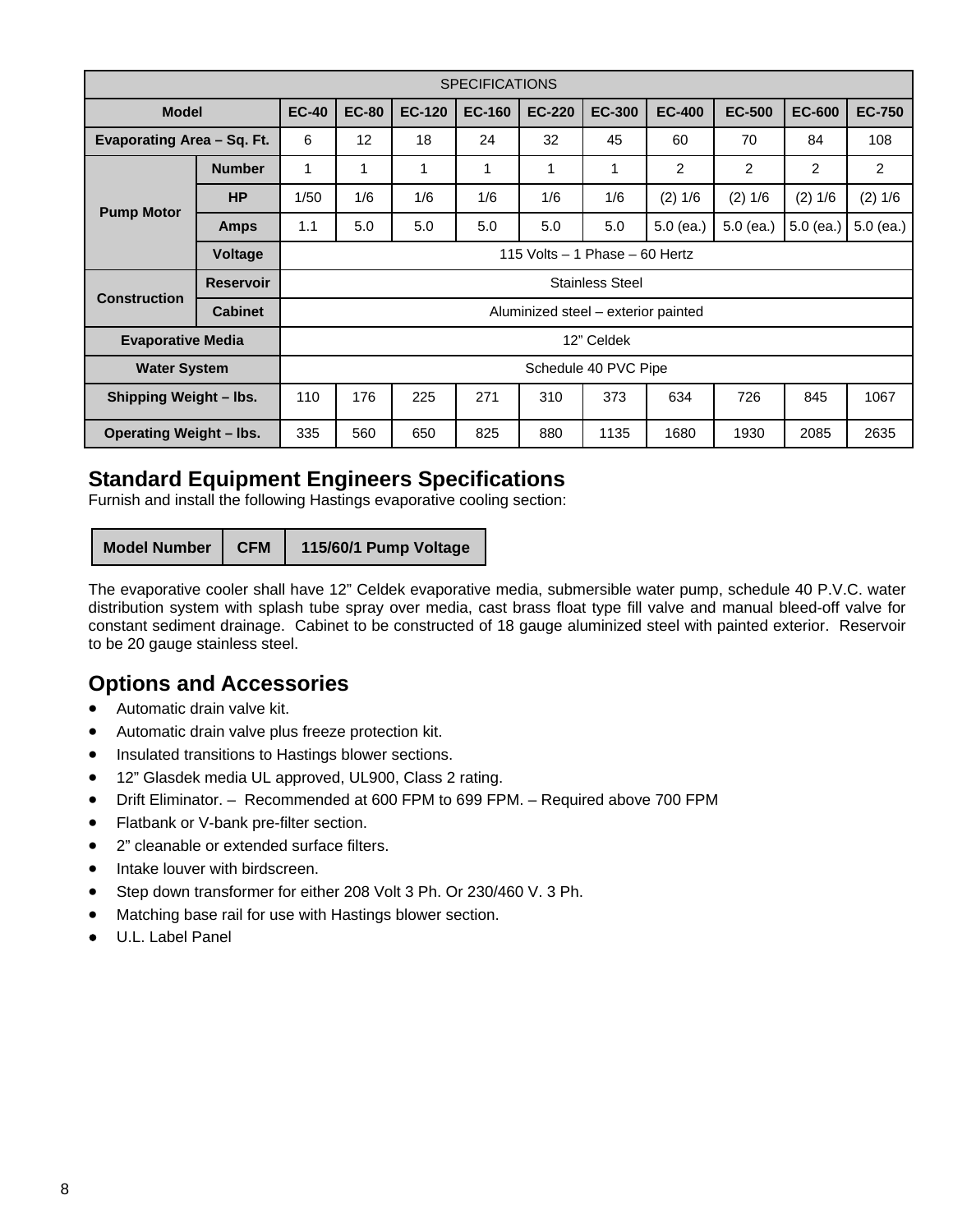| SPECIFICATIONS | | | | | | | | | | | |
|---|---|---|---|---|---|---|---|---|---|---|---|
| **Model** | | **EC-40** | **EC-80** | **EC-120** | **EC-160** | **EC-220** | **EC-300** | **EC-400** | **EC-500** | **EC-600** | **EC-750** |
| **Evaporating Area – Sq. Ft.** | | 6 | 12 | 18 | 24 | 32 | 45 | 60 | 70 | 84 | 108 |
| **Pump Motor** | **Number** | 1 | 1 | 1 | 1 | 1 | 1 | 2 | 2 | 2 | 2 |
| | **HP** | 1/50 | 1/6 | 1/6 | 1/6 | 1/6 | 1/6 | (2) 1/6 | (2) 1/6 | (2) 1/6 | (2) 1/6 |
| | **Amps** | 1.1 | 5.0 | 5.0 | 5.0 | 5.0 | 5.0 | 5.0 (ea.) | 5.0 (ea.) | 5.0 (ea.) | 5.0 (ea.) |
| | **Voltage** | 115 Volts – 1 Phase – 60 Hertz | | | | | | | | | |
| **Construction** | **Reservoir** | Stainless Steel | | | | | | | | | |
| | **Cabinet** | Aluminized steel – exterior painted | | | | | | | | | |
| **Evaporative Media** | | 12" Celdek | | | | | | | | | |
| **Water System** | | Schedule 40 PVC Pipe | | | | | | | | | |
| **Shipping Weight – lbs.** | | 110 | 176 | 225 | 271 | 310 | 373 | 634 | 726 | 845 | 1067 |
| **Operating Weight – lbs.** | | 335 | 560 | 650 | 825 | 880 | 1135 | 1680 | 1930 | 2085 | 2635 |

## Standard Equipment Engineers Specifications

Furnish and install the following Hastings evaporative cooling section:

| Model Number | CFM | 115/60/1 Pump Voltage |
|---|---|---|

The evaporative cooler shall have 12" Celdek evaporative media, submersible water pump, schedule 40 P.V.C. water distribution system with splash tube spray over media, cast brass float type fill valve and manual bleed-off valve for constant sediment drainage. Cabinet to be constructed of 18 gauge aluminized steel with painted exterior. Reservoir to be 20 gauge stainless steel.

## Options and Accessories

- Automatic drain valve kit.
- Automatic drain valve plus freeze protection kit.
- Insulated transitions to Hastings blower sections.
- 12" Glasdek media UL approved, UL900, Class 2 rating.
- Drift Eliminator. – Recommended at 600 FPM to 699 FPM. – Required above 700 FPM
- Flatbank or V-bank pre-filter section.
- 2" cleanable or extended surface filters.
- Intake louver with birdscreen.
- Step down transformer for either 208 Volt 3 Ph. Or 230/460 V. 3 Ph.
- Matching base rail for use with Hastings blower section.
- U.L. Label Panel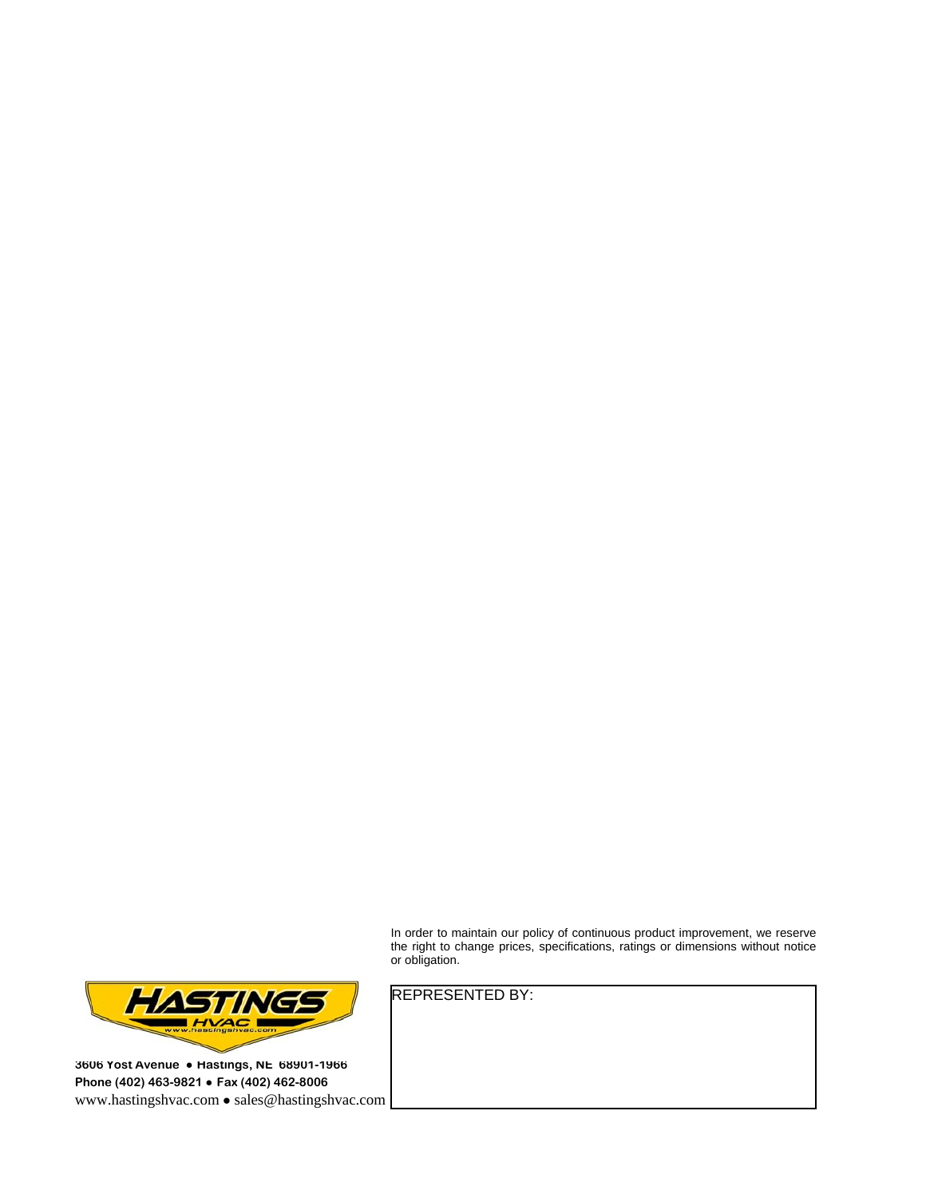In order to maintain our policy of continuous product improvement, we reserve the right to change prices, specifications, ratings or dimensions without notice or obligation.

**3606 Yost Avenue ● Hastings, NE 68901-1966**
**Phone (402) 463-9821 ● Fax (402) 462-8006**
www.hastingshvac.com ● sales@hastingshvac.com

REPRESENTED BY: